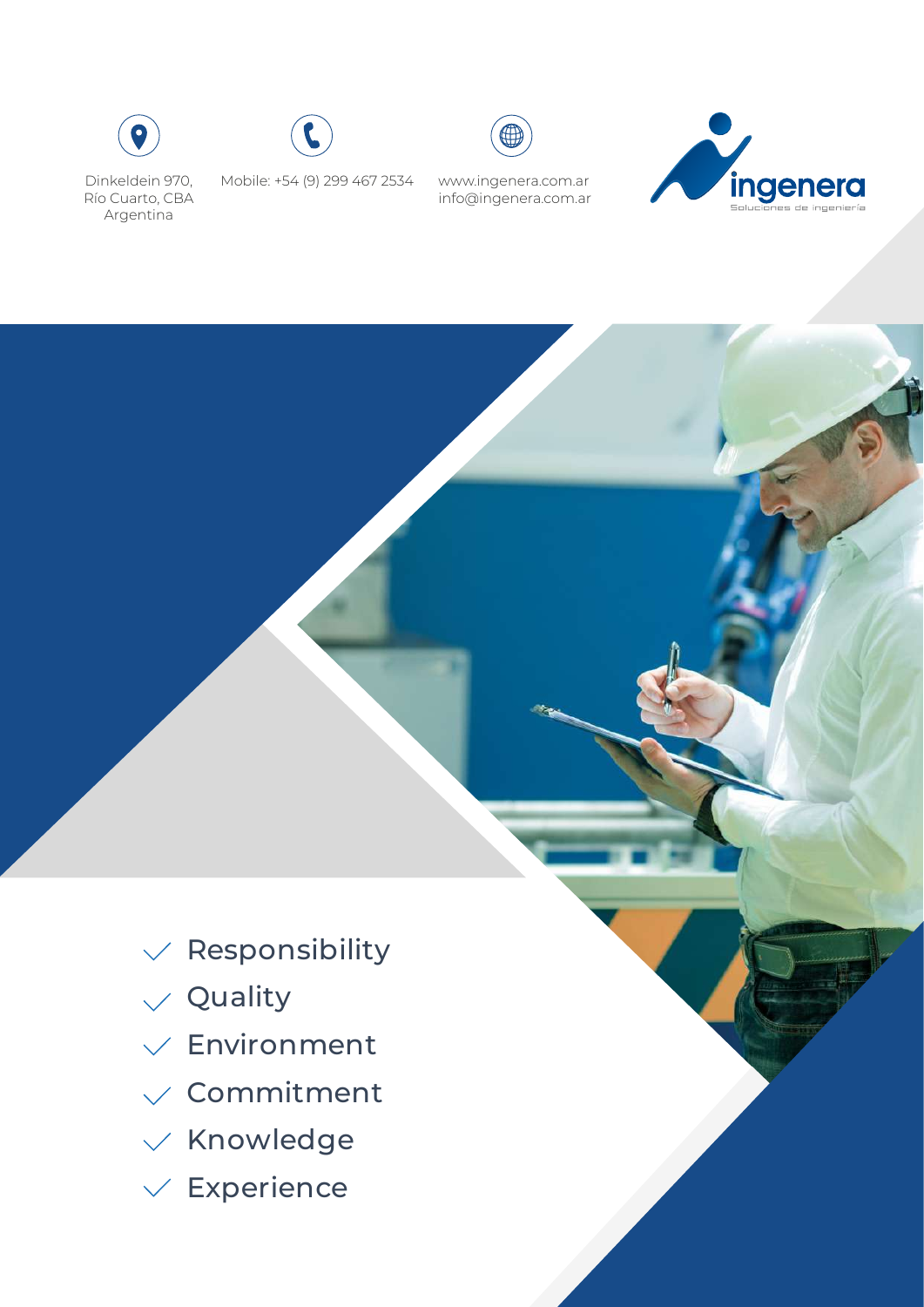Dinkeldein 970,
Río Cuarto, CBA
Argentina

Mobile: +54 (9) 299 467 2534

www.ingenera.com.ar
info@ingenera.com.ar

ingenera
Soluciones de ingeniería

- Responsibility
- Quality
- Environment
- Commitment
- Knowledge
- Experience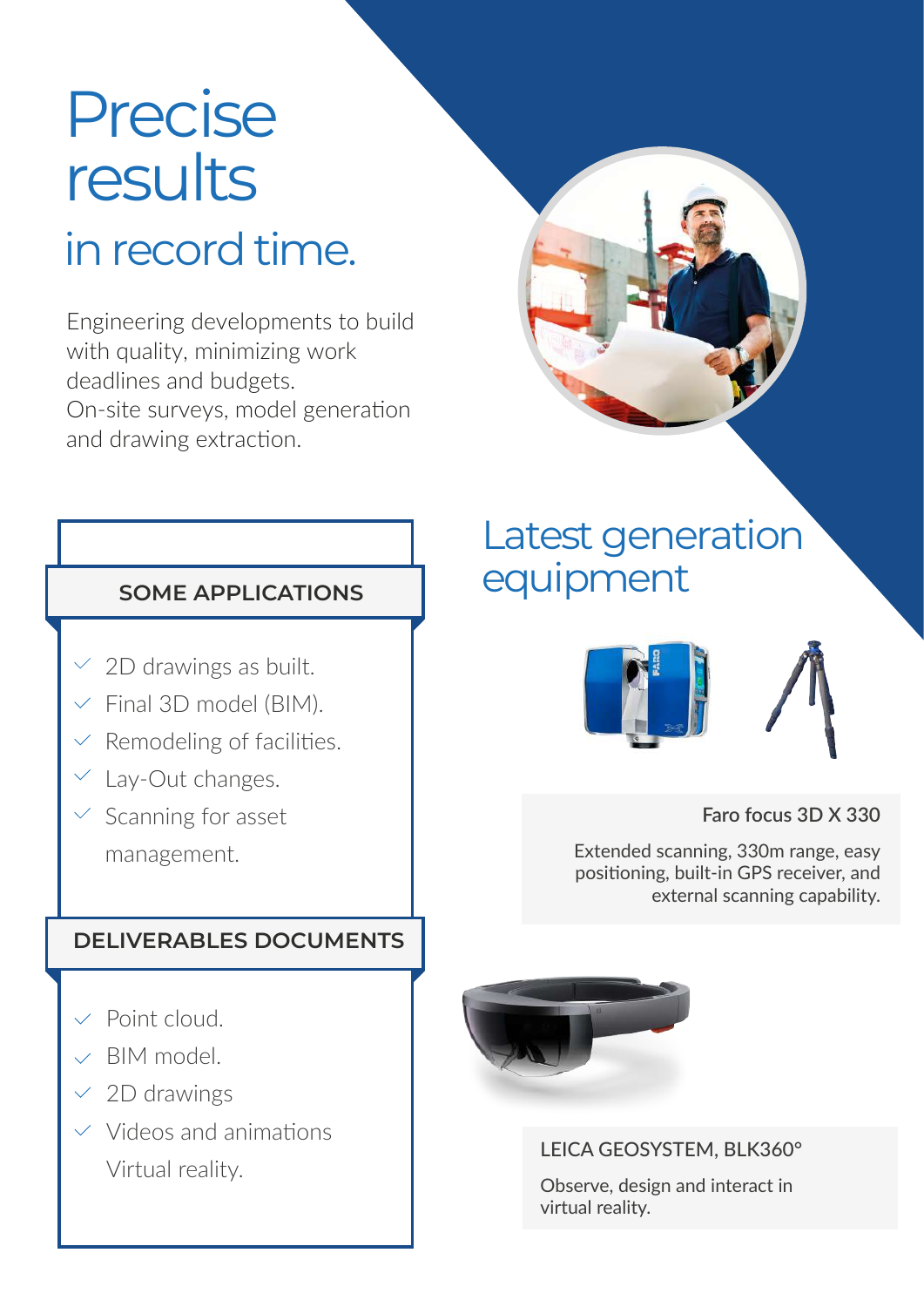# Precise results

## in record time.

Engineering developments to build with quality, minimizing work deadlines and budgets.
On-site surveys, model generation and drawing extraction.

### SOME APPLICATIONS

- 2D drawings as built.
- Final 3D model (BIM).
- Remodeling of facilities.
- Lay-Out changes.
- Scanning for asset management.

### DELIVERABLES DOCUMENTS

- Point cloud.
- BIM model.
- 2D drawings
- Videos and animations
  Virtual reality.

## Latest generation equipment

**Faro focus 3D X 330**

Extended scanning, 330m range, easy positioning, built-in GPS receiver, and external scanning capability.

**LEICA GEOSYSTEM, BLK360°**

Observe, design and interact in virtual reality.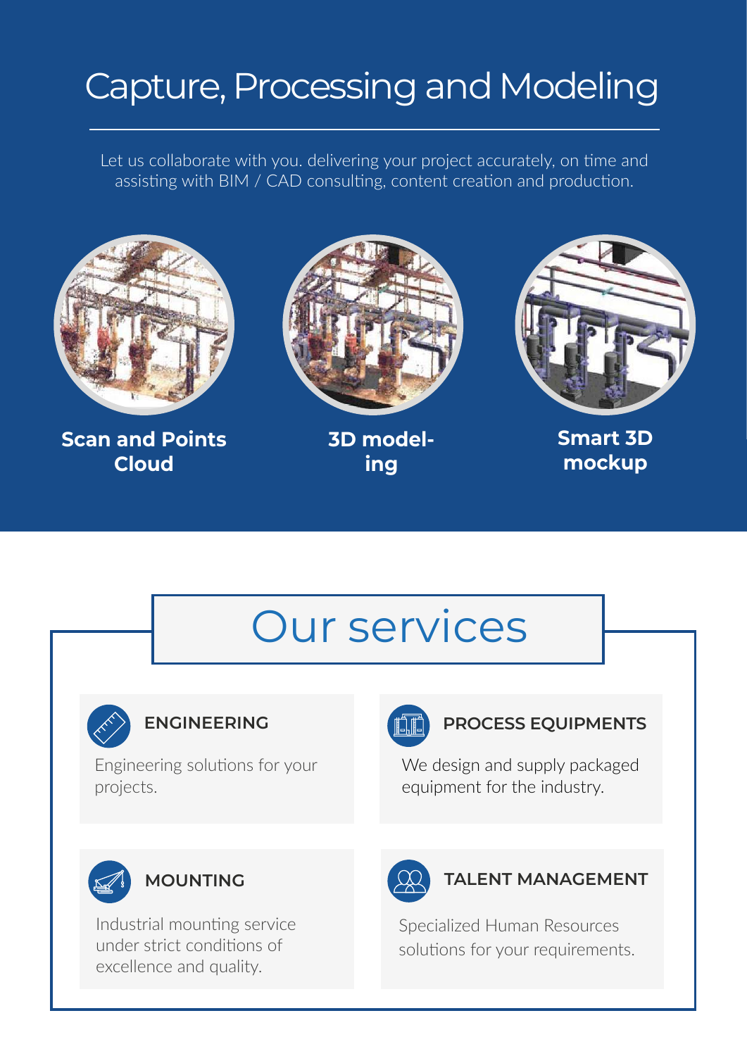# Capture, Processing and Modeling

Let us collaborate with you. delivering your project accurately, on time and assisting with BIM / CAD consulting, content creation and production.

**Scan and Points Cloud**

**3D modeling**

**Smart 3D mockup**

## Our services

### ENGINEERING

Engineering solutions for your projects.

### PROCESS EQUIPMENTS

We design and supply packaged equipment for the industry.

### MOUNTING

Industrial mounting service under strict conditions of excellence and quality.

### TALENT MANAGEMENT

Specialized Human Resources solutions for your requirements.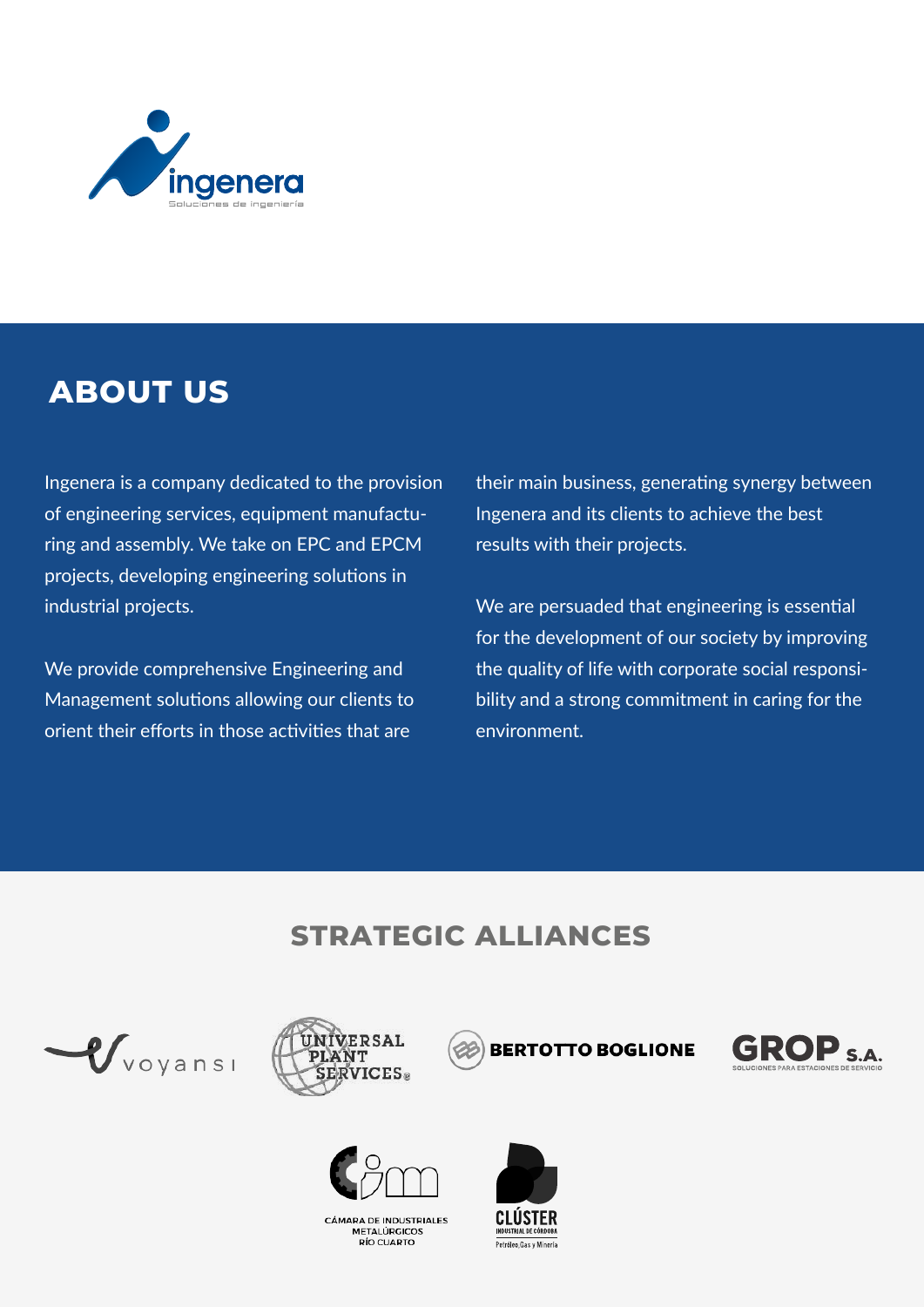ingenera

Soluciones de ingeniería

## ABOUT US

Ingenera is a company dedicated to the provision of engineering services, equipment manufacturing and assembly. We take on EPC and EPCM projects, developing engineering solutions in industrial projects.

We provide comprehensive Engineering and Management solutions allowing our clients to orient their efforts in those activities that are their main business, generating synergy between Ingenera and its clients to achieve the best results with their projects.

We are persuaded that engineering is essential for the development of our society by improving the quality of life with corporate social responsibility and a strong commitment in caring for the environment.

## STRATEGIC ALLIANCES

voyansi

UNIVERSAL PLANT SERVICES®

BERTOTTO BOGLIONE

GROP S.A.
SOLUCIONES PARA ESTACIONES DE SERVICIO

CÁMARA DE INDUSTRIALES METALÚRGICOS RÍO CUARTO

CLÚSTER
INDUSTRIAL DE CÓRDOBA
Petróleo,Gas y Minería